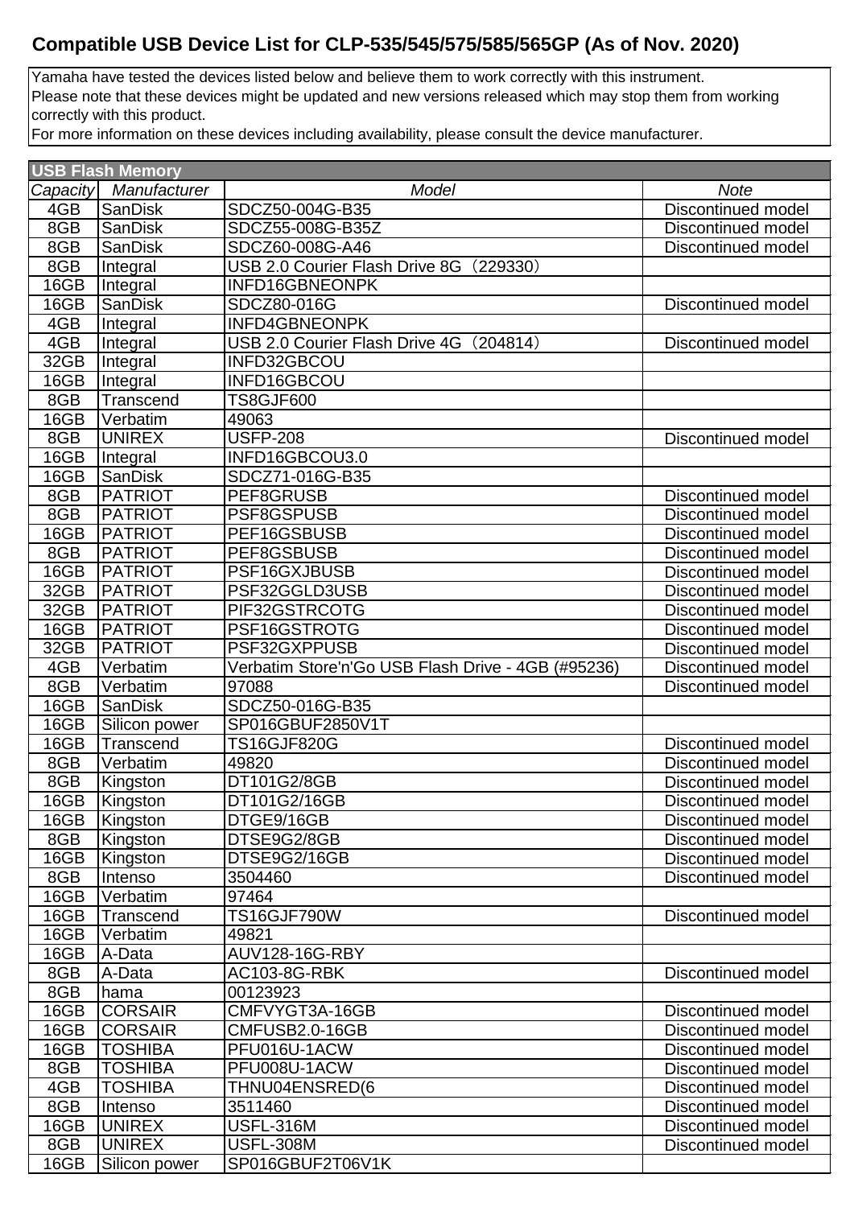# Compatible USB Device List for CLP-535/545/575/585/565GP (As of Nov. 2020)

Yamaha have tested the devices listed below and believe them to work correctly with this instrument.
Please note that these devices might be updated and new versions released which may stop them from working correctly with this product.
For more information on these devices including availability, please consult the device manufacturer.

| **USB Flash Memory** | | | |
|---|---|---|---|
| *Capacity* | *Manufacturer* | *Model* | *Note* |
| 4GB | SanDisk | SDCZ50-004G-B35 | Discontinued model |
| 8GB | SanDisk | SDCZ55-008G-B35Z | Discontinued model |
| 8GB | SanDisk | SDCZ60-008G-A46 | Discontinued model |
| 8GB | Integral | USB 2.0 Courier Flash Drive 8G（229330） | |
| 16GB | Integral | INFD16GBNEONPK | |
| 16GB | SanDisk | SDCZ80-016G | Discontinued model |
| 4GB | Integral | INFD4GBNEONPK | |
| 4GB | Integral | USB 2.0 Courier Flash Drive 4G（204814） | Discontinued model |
| 32GB | Integral | INFD32GBCOU | |
| 16GB | Integral | INFD16GBCOU | |
| 8GB | Transcend | TS8GJF600 | |
| 16GB | Verbatim | 49063 | |
| 8GB | UNIREX | USFP-208 | Discontinued model |
| 16GB | Integral | INFD16GBCOU3.0 | |
| 16GB | SanDisk | SDCZ71-016G-B35 | |
| 8GB | PATRIOT | PEF8GRUSB | Discontinued model |
| 8GB | PATRIOT | PSF8GSPUSB | Discontinued model |
| 16GB | PATRIOT | PEF16GSBUSB | Discontinued model |
| 8GB | PATRIOT | PEF8GSBUSB | Discontinued model |
| 16GB | PATRIOT | PSF16GXJBUSB | Discontinued model |
| 32GB | PATRIOT | PSF32GGLD3USB | Discontinued model |
| 32GB | PATRIOT | PIF32GSTRCOTG | Discontinued model |
| 16GB | PATRIOT | PSF16GSTROTG | Discontinued model |
| 32GB | PATRIOT | PSF32GXPPUSB | Discontinued model |
| 4GB | Verbatim | Verbatim Store'n'Go USB Flash Drive - 4GB (#95236) | Discontinued model |
| 8GB | Verbatim | 97088 | Discontinued model |
| 16GB | SanDisk | SDCZ50-016G-B35 | |
| 16GB | Silicon power | SP016GBUF2850V1T | |
| 16GB | Transcend | TS16GJF820G | Discontinued model |
| 8GB | Verbatim | 49820 | Discontinued model |
| 8GB | Kingston | DT101G2/8GB | Discontinued model |
| 16GB | Kingston | DT101G2/16GB | Discontinued model |
| 16GB | Kingston | DTGE9/16GB | Discontinued model |
| 8GB | Kingston | DTSE9G2/8GB | Discontinued model |
| 16GB | Kingston | DTSE9G2/16GB | Discontinued model |
| 8GB | Intenso | 3504460 | Discontinued model |
| 16GB | Verbatim | 97464 | |
| 16GB | Transcend | TS16GJF790W | Discontinued model |
| 16GB | Verbatim | 49821 | |
| 16GB | A-Data | AUV128-16G-RBY | |
| 8GB | A-Data | AC103-8G-RBK | Discontinued model |
| 8GB | hama | 00123923 | |
| 16GB | CORSAIR | CMFVYGT3A-16GB | Discontinued model |
| 16GB | CORSAIR | CMFUSB2.0-16GB | Discontinued model |
| 16GB | TOSHIBA | PFU016U-1ACW | Discontinued model |
| 8GB | TOSHIBA | PFU008U-1ACW | Discontinued model |
| 4GB | TOSHIBA | THNU04ENSRED(6 | Discontinued model |
| 8GB | Intenso | 3511460 | Discontinued model |
| 16GB | UNIREX | USFL-316M | Discontinued model |
| 8GB | UNIREX | USFL-308M | Discontinued model |
| 16GB | Silicon power | SP016GBUF2T06V1K | |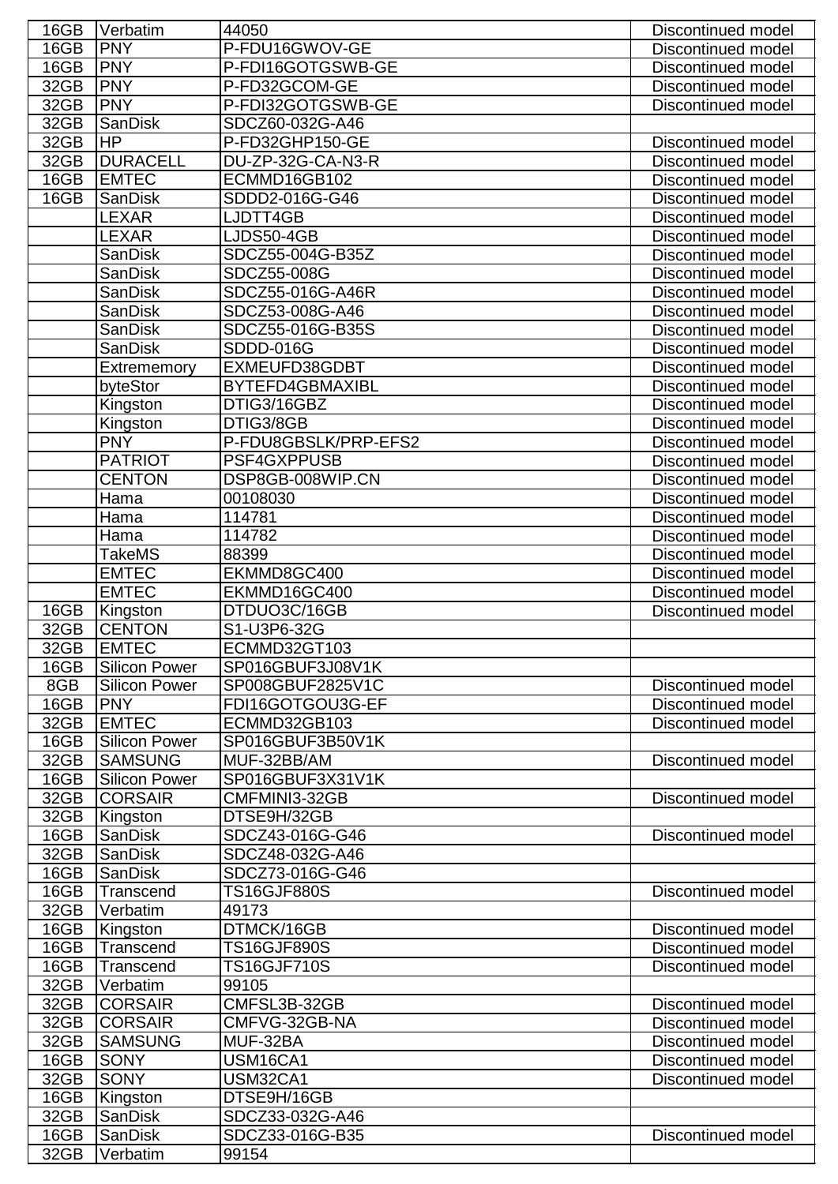| | | | |
|---|---|---|---|
| 16GB | Verbatim | 44050 | Discontinued model |
| 16GB | PNY | P-FDU16GWOV-GE | Discontinued model |
| 16GB | PNY | P-FDI16GOTGSWB-GE | Discontinued model |
| 32GB | PNY | P-FD32GCOM-GE | Discontinued model |
| 32GB | PNY | P-FDI32GOTGSWB-GE | Discontinued model |
| 32GB | SanDisk | SDCZ60-032G-A46 | |
| 32GB | HP | P-FD32GHP150-GE | Discontinued model |
| 32GB | DURACELL | DU-ZP-32G-CA-N3-R | Discontinued model |
| 16GB | EMTEC | ECMMD16GB102 | Discontinued model |
| 16GB | SanDisk | SDDD2-016G-G46 | Discontinued model |
| | LEXAR | LJDTT4GB | Discontinued model |
| | LEXAR | LJDS50-4GB | Discontinued model |
| | SanDisk | SDCZ55-004G-B35Z | Discontinued model |
| | SanDisk | SDCZ55-008G | Discontinued model |
| | SanDisk | SDCZ55-016G-A46R | Discontinued model |
| | SanDisk | SDCZ53-008G-A46 | Discontinued model |
| | SanDisk | SDCZ55-016G-B35S | Discontinued model |
| | SanDisk | SDDD-016G | Discontinued model |
| | Extrememory | EXMEUFD38GDBT | Discontinued model |
| | byteStor | BYTEFD4GBMAXIBL | Discontinued model |
| | Kingston | DTIG3/16GBZ | Discontinued model |
| | Kingston | DTIG3/8GB | Discontinued model |
| | PNY | P-FDU8GBSLK/PRP-EFS2 | Discontinued model |
| | PATRIOT | PSF4GXPPUSB | Discontinued model |
| | CENTON | DSP8GB-008WIP.CN | Discontinued model |
| | Hama | 00108030 | Discontinued model |
| | Hama | 114781 | Discontinued model |
| | Hama | 114782 | Discontinued model |
| | TakeMS | 88399 | Discontinued model |
| | EMTEC | EKMMD8GC400 | Discontinued model |
| | EMTEC | EKMMD16GC400 | Discontinued model |
| 16GB | Kingston | DTDUO3C/16GB | Discontinued model |
| 32GB | CENTON | S1-U3P6-32G | |
| 32GB | EMTEC | ECMMD32GT103 | |
| 16GB | Silicon Power | SP016GBUF3J08V1K | |
| 8GB | Silicon Power | SP008GBUF2825V1C | Discontinued model |
| 16GB | PNY | FDI16GOTGOU3G-EF | Discontinued model |
| 32GB | EMTEC | ECMMD32GB103 | Discontinued model |
| 16GB | Silicon Power | SP016GBUF3B50V1K | |
| 32GB | SAMSUNG | MUF-32BB/AM | Discontinued model |
| 16GB | Silicon Power | SP016GBUF3X31V1K | |
| 32GB | CORSAIR | CMFMINI3-32GB | Discontinued model |
| 32GB | Kingston | DTSE9H/32GB | |
| 16GB | SanDisk | SDCZ43-016G-G46 | Discontinued model |
| 32GB | SanDisk | SDCZ48-032G-A46 | |
| 16GB | SanDisk | SDCZ73-016G-G46 | |
| 16GB | Transcend | TS16GJF880S | Discontinued model |
| 32GB | Verbatim | 49173 | |
| 16GB | Kingston | DTMCK/16GB | Discontinued model |
| 16GB | Transcend | TS16GJF890S | Discontinued model |
| 16GB | Transcend | TS16GJF710S | Discontinued model |
| 32GB | Verbatim | 99105 | |
| 32GB | CORSAIR | CMFSL3B-32GB | Discontinued model |
| 32GB | CORSAIR | CMFVG-32GB-NA | Discontinued model |
| 32GB | SAMSUNG | MUF-32BA | Discontinued model |
| 16GB | SONY | USM16CA1 | Discontinued model |
| 32GB | SONY | USM32CA1 | Discontinued model |
| 16GB | Kingston | DTSE9H/16GB | |
| 32GB | SanDisk | SDCZ33-032G-A46 | |
| 16GB | SanDisk | SDCZ33-016G-B35 | Discontinued model |
| 32GB | Verbatim | 99154 | |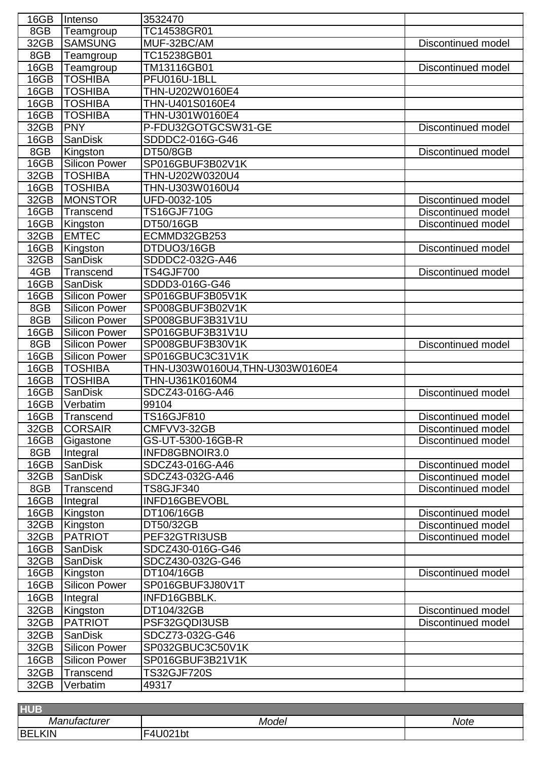| | | | |
|---|---|---|---|
| 16GB | Intenso | 3532470 | |
| 8GB | Teamgroup | TC14538GR01 | |
| 32GB | SAMSUNG | MUF-32BC/AM | Discontinued model |
| 8GB | Teamgroup | TC15238GB01 | |
| 16GB | Teamgroup | TM13116GB01 | Discontinued model |
| 16GB | TOSHIBA | PFU016U-1BLL | |
| 16GB | TOSHIBA | THN-U202W0160E4 | |
| 16GB | TOSHIBA | THN-U401S0160E4 | |
| 16GB | TOSHIBA | THN-U301W0160E4 | |
| 32GB | PNY | P-FDU32GOTGCSW31-GE | Discontinued model |
| 16GB | SanDisk | SDDDC2-016G-G46 | |
| 8GB | Kingston | DT50/8GB | Discontinued model |
| 16GB | Silicon Power | SP016GBUF3B02V1K | |
| 32GB | TOSHIBA | THN-U202W0320U4 | |
| 16GB | TOSHIBA | THN-U303W0160U4 | |
| 32GB | MONSTOR | UFD-0032-105 | Discontinued model |
| 16GB | Transcend | TS16GJF710G | Discontinued model |
| 16GB | Kingston | DT50/16GB | Discontinued model |
| 32GB | EMTEC | ECMMD32GB253 | |
| 16GB | Kingston | DTDUO3/16GB | Discontinued model |
| 32GB | SanDisk | SDDDC2-032G-A46 | |
| 4GB | Transcend | TS4GJF700 | Discontinued model |
| 16GB | SanDisk | SDDD3-016G-G46 | |
| 16GB | Silicon Power | SP016GBUF3B05V1K | |
| 8GB | Silicon Power | SP008GBUF3B02V1K | |
| 8GB | Silicon Power | SP008GBUF3B31V1U | |
| 16GB | Silicon Power | SP016GBUF3B31V1U | |
| 8GB | Silicon Power | SP008GBUF3B30V1K | Discontinued model |
| 16GB | Silicon Power | SP016GBUC3C31V1K | |
| 16GB | TOSHIBA | THN-U303W0160U4,THN-U303W0160E4 | |
| 16GB | TOSHIBA | THN-U361K0160M4 | |
| 16GB | SanDisk | SDCZ43-016G-A46 | Discontinued model |
| 16GB | Verbatim | 99104 | |
| 16GB | Transcend | TS16GJF810 | Discontinued model |
| 32GB | CORSAIR | CMFVV3-32GB | Discontinued model |
| 16GB | Gigastone | GS-UT-5300-16GB-R | Discontinued model |
| 8GB | Integral | INFD8GBNOIR3.0 | |
| 16GB | SanDisk | SDCZ43-016G-A46 | Discontinued model |
| 32GB | SanDisk | SDCZ43-032G-A46 | Discontinued model |
| 8GB | Transcend | TS8GJF340 | Discontinued model |
| 16GB | Integral | INFD16GBEVOBL | |
| 16GB | Kingston | DT106/16GB | Discontinued model |
| 32GB | Kingston | DT50/32GB | Discontinued model |
| 32GB | PATRIOT | PEF32GTRI3USB | Discontinued model |
| 16GB | SanDisk | SDCZ430-016G-G46 | |
| 32GB | SanDisk | SDCZ430-032G-G46 | |
| 16GB | Kingston | DT104/16GB | Discontinued model |
| 16GB | Silicon Power | SP016GBUF3J80V1T | |
| 16GB | Integral | INFD16GBBLK. | |
| 32GB | Kingston | DT104/32GB | Discontinued model |
| 32GB | PATRIOT | PSF32GQDI3USB | Discontinued model |
| 32GB | SanDisk | SDCZ73-032G-G46 | |
| 32GB | Silicon Power | SP032GBUC3C50V1K | |
| 16GB | Silicon Power | SP016GBUF3B21V1K | |
| 32GB | Transcend | TS32GJF720S | |
| 32GB | Verbatim | 49317 | |

**HUB**

| *Manufacturer* | *Model* | *Note* |
|---|---|---|
| BELKIN | F4U021bt | |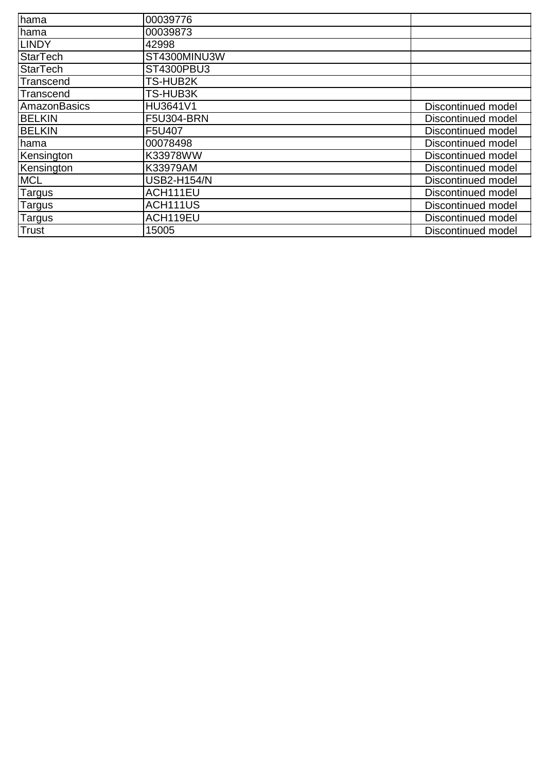| | | |
|---|---|---|
| hama | 00039776 | |
| hama | 00039873 | |
| LINDY | 42998 | |
| StarTech | ST4300MINU3W | |
| StarTech | ST4300PBU3 | |
| Transcend | TS-HUB2K | |
| Transcend | TS-HUB3K | |
| AmazonBasics | HU3641V1 | Discontinued model |
| BELKIN | F5U304-BRN | Discontinued model |
| BELKIN | F5U407 | Discontinued model |
| hama | 00078498 | Discontinued model |
| Kensington | K33978WW | Discontinued model |
| Kensington | K33979AM | Discontinued model |
| MCL | USB2-H154/N | Discontinued model |
| Targus | ACH111EU | Discontinued model |
| Targus | ACH111US | Discontinued model |
| Targus | ACH119EU | Discontinued model |
| Trust | 15005 | Discontinued model |